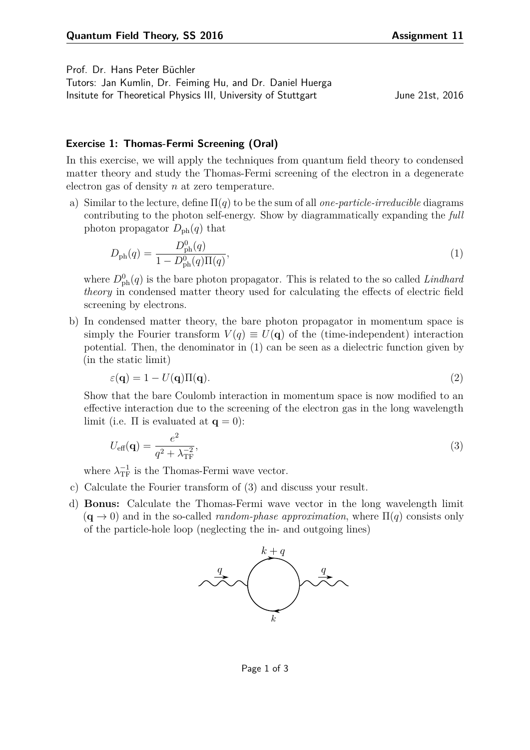Prof. Dr. Hans Peter Büchler
Tutors: Jan Kumlin, Dr. Feiming Hu, and Dr. Daniel Huerga
Insitute for Theoretical Physics III, University of Stuttgart June 21st, 2016

### Exercise 1: Thomas-Fermi Screening (Oral)

In this exercise, we will apply the techniques from quantum field theory to condensed matter theory and study the Thomas-Fermi screening of the electron in a degenerate electron gas of density $n$ at zero temperature.

a) Similar to the lecture, define $\Pi(q)$ to be the sum of all *one-particle-irreducible* diagrams contributing to the photon self-energy. Show by diagrammatically expanding the *full* photon propagator $D_{\text{ph}}(q)$ that

$$D_{\text{ph}}(q) = \frac{D^0_{\text{ph}}(q)}{1 - D^0_{\text{ph}}(q)\Pi(q)}, \tag{1}$$

where $D^0_{\text{ph}}(q)$ is the bare photon propagator. This is related to the so called *Lindhard theory* in condensed matter theory used for calculating the effects of electric field screening by electrons.

b) In condensed matter theory, the bare photon propagator in momentum space is simply the Fourier transform $V(q) \equiv U(\mathbf{q})$ of the (time-independent) interaction potential. Then, the denominator in (1) can be seen as a dielectric function given by (in the static limit)

$$\varepsilon(\mathbf{q}) = 1 - U(\mathbf{q})\Pi(\mathbf{q}). \tag{2}$$

Show that the bare Coulomb interaction in momentum space is now modified to an effective interaction due to the screening of the electron gas in the long wavelength limit (i.e. $\Pi$ is evaluated at $\mathbf{q} = 0$):

$$U_{\text{eff}}(\mathbf{q}) = \frac{e^2}{q^2 + \lambda_{\text{TF}}^{-2}}, \tag{3}$$

where $\lambda_{\text{TF}}^{-1}$ is the Thomas-Fermi wave vector.

c) Calculate the Fourier transform of (3) and discuss your result.

d) **Bonus:** Calculate the Thomas-Fermi wave vector in the long wavelength limit ($\mathbf{q} \to 0$) and in the so-called *random-phase approximation*, where $\Pi(q)$ consists only of the particle-hole loop (neglecting the in- and outgoing lines)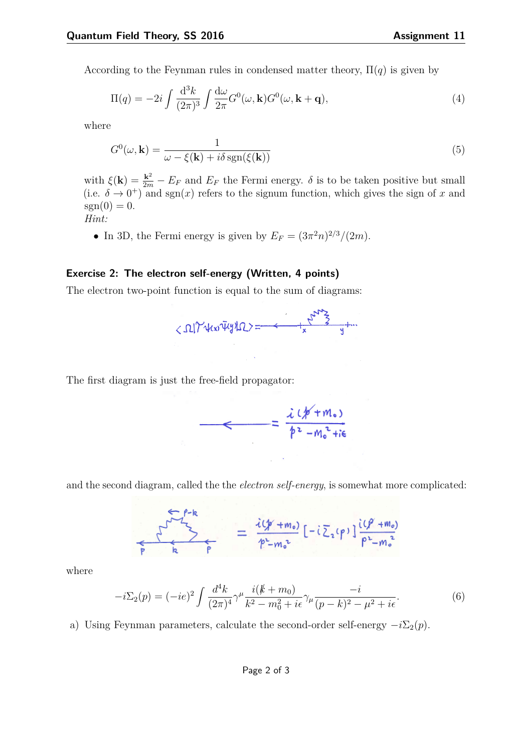According to the Feynman rules in condensed matter theory, $\Pi(q)$ is given by

$$\Pi(q) = -2i \int \frac{d^3k}{(2\pi)^3} \int \frac{d\omega}{2\pi} G^0(\omega, \mathbf{k}) G^0(\omega, \mathbf{k}+\mathbf{q}), \tag{4}$$

where

$$G^0(\omega, \mathbf{k}) = \frac{1}{\omega - \xi(\mathbf{k}) + i\delta \, \mathrm{sgn}(\xi(\mathbf{k}))} \tag{5}$$

with $\xi(\mathbf{k}) = \frac{\mathbf{k}^2}{2m} - E_F$ and $E_F$ the Fermi energy. $\delta$ is to be taken positive but small (i.e. $\delta \to 0^+$) and $\mathrm{sgn}(x)$ refers to the signum function, which gives the sign of $x$ and $\mathrm{sgn}(0) = 0$.

*Hint:*

- In 3D, the Fermi energy is given by $E_F = (3\pi^2 n)^{2/3}/(2m)$.

## Exercise 2: The electron self-energy (Written, 4 points)

The electron two-point function is equal to the sum of diagrams:

$\langle \Omega | T \psi(x) \bar{\psi}(y) | \Omega \rangle =$ (free propagator) $+$ (self-energy diagram between $x$ and $y$) $+ \cdots$

The first diagram is just the free-field propagator:

$$= \frac{i(\not{p} + m_0)}{p^2 - m_0^2 + i\epsilon}$$

and the second diagram, called the the *electron self-energy*, is somewhat more complicated:

$$= \frac{i(\not{p} + m_0)}{p^2 - m_0^2} \left[ -i\Sigma_2(p) \right] \frac{i(\not{p} + m_0)}{p^2 - m_0^2}$$

where

$$-i\Sigma_2(p) = (-ie)^2 \int \frac{d^4k}{(2\pi)^4} \gamma^\mu \frac{i(\not{k} + m_0)}{k^2 - m_0^2 + i\epsilon} \gamma_\mu \frac{-i}{(p-k)^2 - \mu^2 + i\epsilon}. \tag{6}$$

a) Using Feynman parameters, calculate the second-order self-energy $-i\Sigma_2(p)$.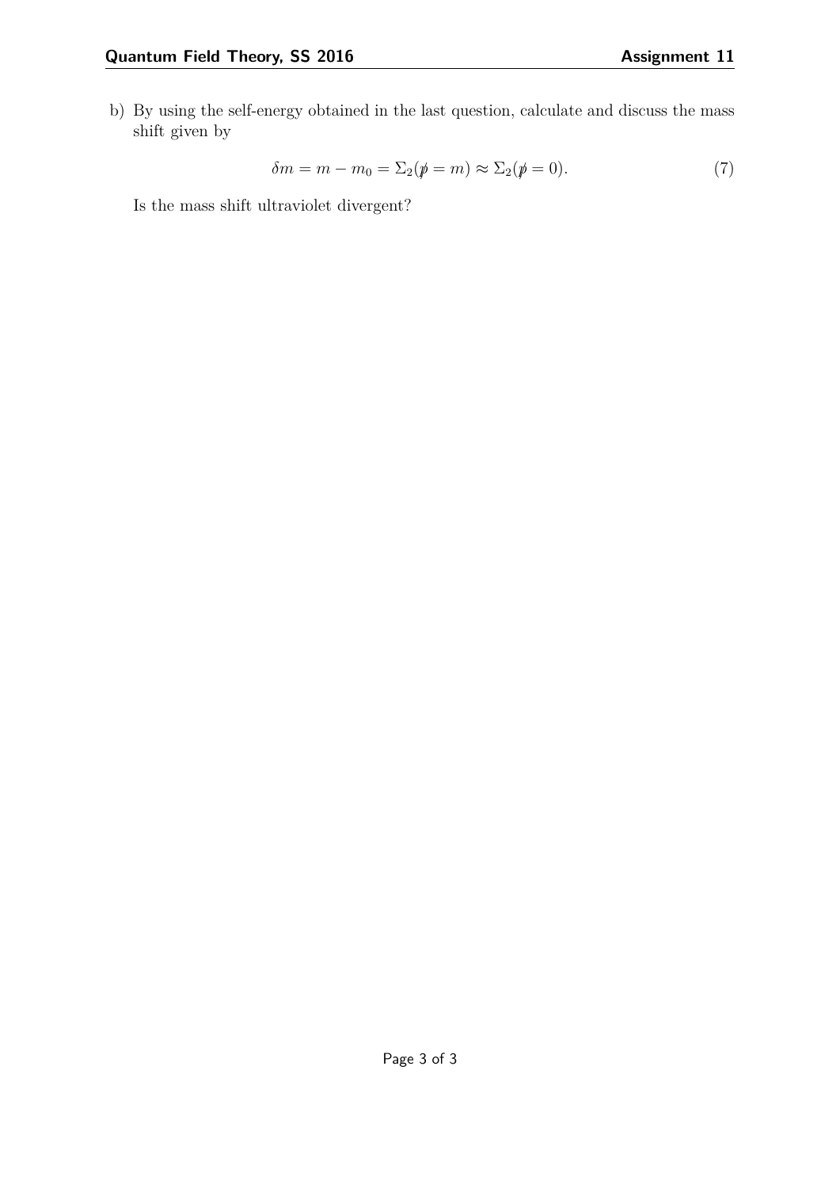b) By using the self-energy obtained in the last question, calculate and discuss the mass shift given by

$$\delta m = m - m_0 = \Sigma_2(\not{p} = m) \approx \Sigma_2(\not{p} = 0). \tag{7}$$

Is the mass shift ultraviolet divergent?